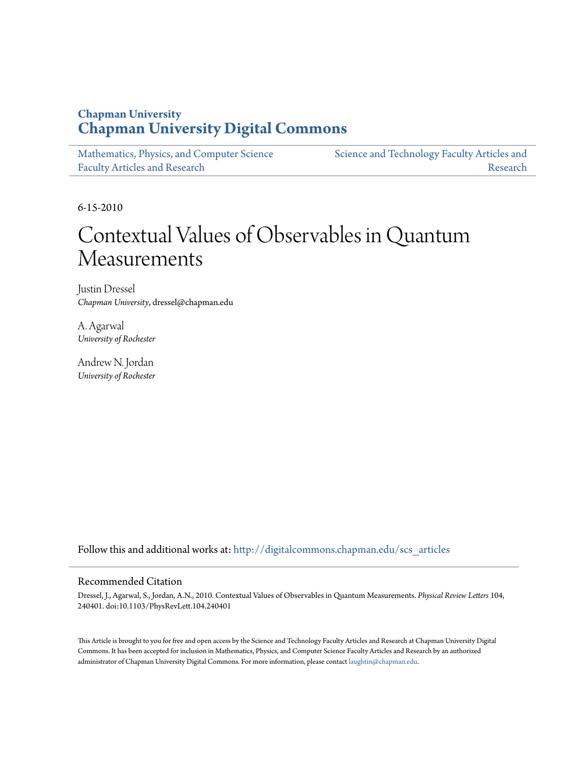Chapman University

# Chapman University Digital Commons

Mathematics, Physics, and Computer Science Faculty Articles and Research

Science and Technology Faculty Articles and Research

6-15-2010

# Contextual Values of Observables in Quantum Measurements

Justin Dressel
*Chapman University*, dressel@chapman.edu

A. Agarwal
*University of Rochester*

Andrew N. Jordan
*University of Rochester*

Follow this and additional works at: http://digitalcommons.chapman.edu/scs_articles

## Recommended Citation

Dressel, J., Agarwal, S., Jordan, A.N., 2010. Contextual Values of Observables in Quantum Measurements. *Physical Review Letters* 104, 240401. doi:10.1103/PhysRevLett.104.240401

This Article is brought to you for free and open access by the Science and Technology Faculty Articles and Research at Chapman University Digital Commons. It has been accepted for inclusion in Mathematics, Physics, and Computer Science Faculty Articles and Research by an authorized administrator of Chapman University Digital Commons. For more information, please contact laughtin@chapman.edu.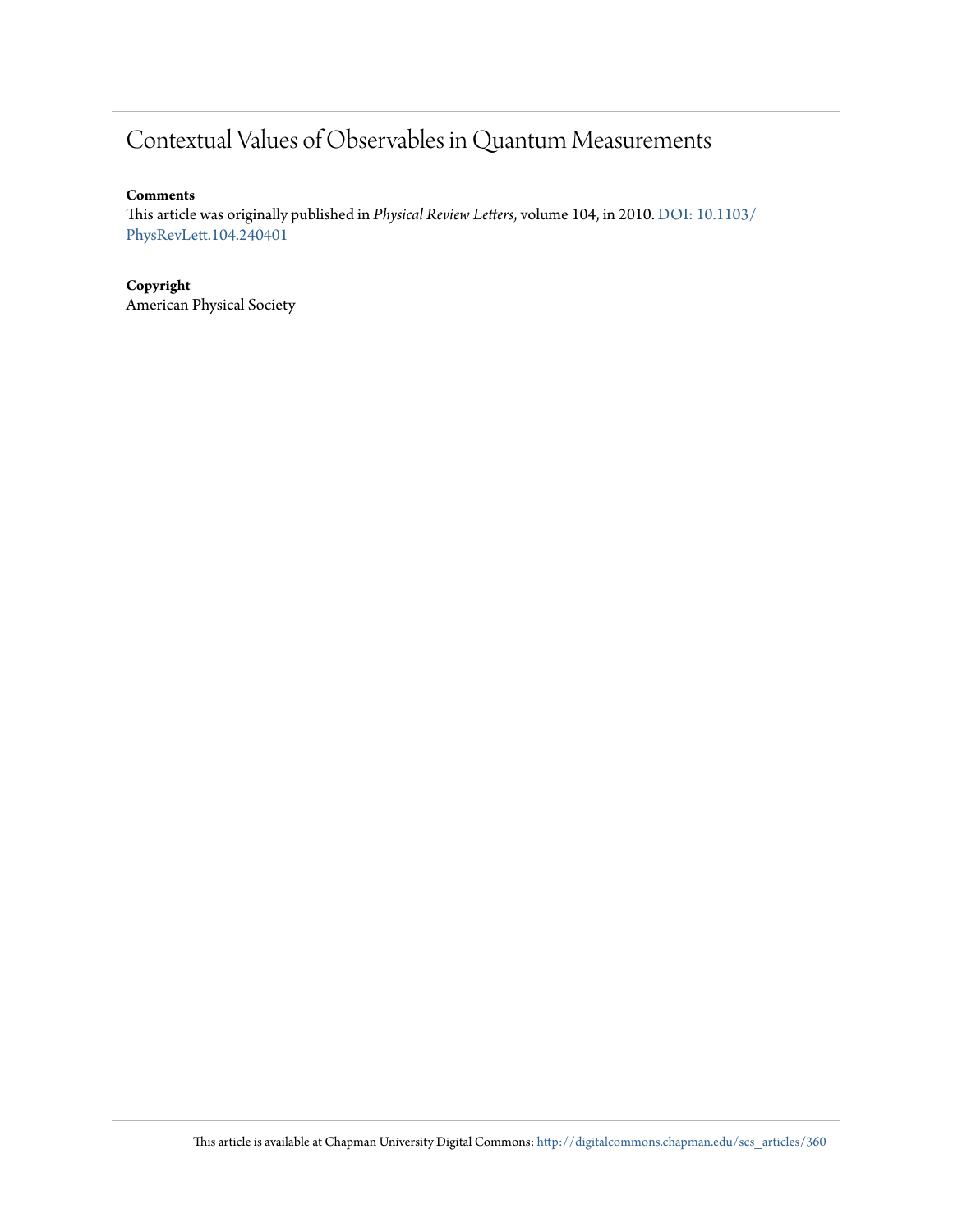# Contextual Values of Observables in Quantum Measurements

**Comments**

This article was originally published in *Physical Review Letters*, volume 104, in 2010. DOI: 10.1103/PhysRevLett.104.240401

**Copyright**

American Physical Society

This article is available at Chapman University Digital Commons: http://digitalcommons.chapman.edu/scs_articles/360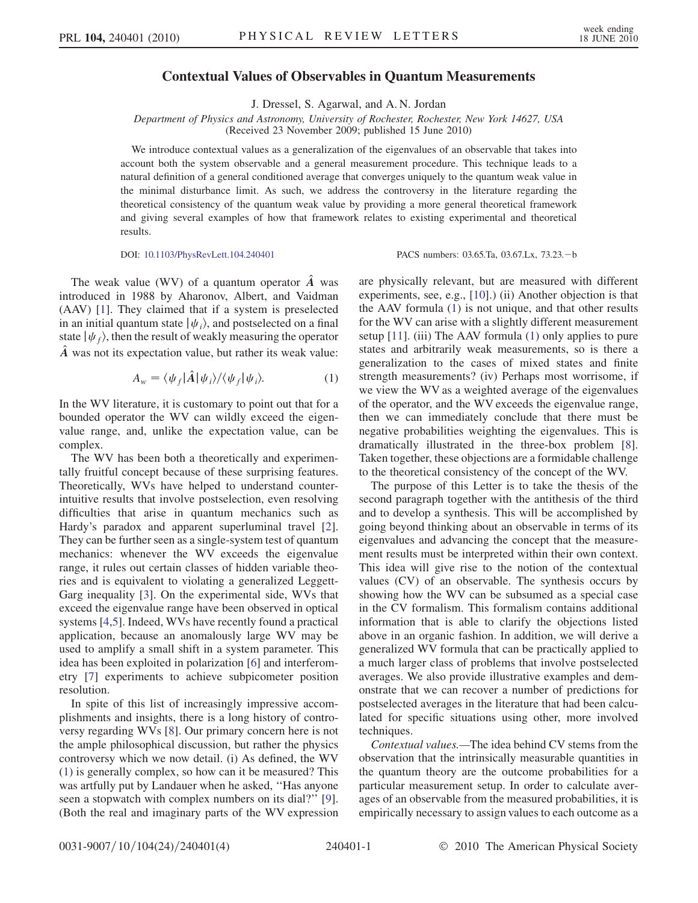# Contextual Values of Observables in Quantum Measurements

J. Dressel, S. Agarwal, and A. N. Jordan

*Department of Physics and Astronomy, University of Rochester, Rochester, New York 14627, USA*
(Received 23 November 2009; published 15 June 2010)

We introduce contextual values as a generalization of the eigenvalues of an observable that takes into account both the system observable and a general measurement procedure. This technique leads to a natural definition of a general conditioned average that converges uniquely to the quantum weak value in the minimal disturbance limit. As such, we address the controversy in the literature regarding the theoretical consistency of the quantum weak value by providing a more general theoretical framework and giving several examples of how that framework relates to existing experimental and theoretical results.

DOI: 10.1103/PhysRevLett.104.240401 PACS numbers: 03.65.Ta, 03.67.Lx, 73.23.−b

The weak value (WV) of a quantum operator $\hat{A}$ was introduced in 1988 by Aharonov, Albert, and Vaidman (AAV) [1]. They claimed that if a system is preselected in an initial quantum state $|\psi_i\rangle$, and postselected on a final state $|\psi_f\rangle$, then the result of weakly measuring the operator $\hat{A}$ was not its expectation value, but rather its weak value:

$$A_w = \langle\psi_f|\hat{A}|\psi_i\rangle/\langle\psi_f|\psi_i\rangle. \tag{1}$$

In the WV literature, it is customary to point out that for a bounded operator the WV can wildly exceed the eigenvalue range, and, unlike the expectation value, can be complex.

The WV has been both a theoretically and experimentally fruitful concept because of these surprising features. Theoretically, WVs have helped to understand counterintuitive results that involve postselection, even resolving difficulties that arise in quantum mechanics such as Hardy's paradox and apparent superluminal travel [2]. They can be further seen as a single-system test of quantum mechanics: whenever the WV exceeds the eigenvalue range, it rules out certain classes of hidden variable theories and is equivalent to violating a generalized Leggett-Garg inequality [3]. On the experimental side, WVs that exceed the eigenvalue range have been observed in optical systems [4,5]. Indeed, WVs have recently found a practical application, because an anomalously large WV may be used to amplify a small shift in a system parameter. This idea has been exploited in polarization [6] and interferometry [7] experiments to achieve subpicometer position resolution.

In spite of this list of increasingly impressive accomplishments and insights, there is a long history of controversy regarding WVs [8]. Our primary concern here is not the ample philosophical discussion, but rather the physics controversy which we now detail. (i) As defined, the WV (1) is generally complex, so how can it be measured? This was artfully put by Landauer when he asked, "Has anyone seen a stopwatch with complex numbers on its dial?" [9]. (Both the real and imaginary parts of the WV expression are physically relevant, but are measured with different experiments, see, e.g., [10].) (ii) Another objection is that the AAV formula (1) is not unique, and that other results for the WV can arise with a slightly different measurement setup [11]. (iii) The AAV formula (1) only applies to pure states and arbitrarily weak measurements, so is there a generalization to the cases of mixed states and finite strength measurements? (iv) Perhaps most worrisome, if we view the WV as a weighted average of the eigenvalues of the operator, and the WV exceeds the eigenvalue range, then we can immediately conclude that there must be negative probabilities weighting the eigenvalues. This is dramatically illustrated in the three-box problem [8]. Taken together, these objections are a formidable challenge to the theoretical consistency of the concept of the WV.

The purpose of this Letter is to take the thesis of the second paragraph together with the antithesis of the third and to develop a synthesis. This will be accomplished by going beyond thinking about an observable in terms of its eigenvalues and advancing the concept that the measurement results must be interpreted within their own context. This idea will give rise to the notion of the contextual values (CV) of an observable. The synthesis occurs by showing how the WV can be subsumed as a special case in the CV formalism. This formalism contains additional information that is able to clarify the objections listed above in an organic fashion. In addition, we will derive a generalized WV formula that can be practically applied to a much larger class of problems that involve postselected averages. We also provide illustrative examples and demonstrate that we can recover a number of predictions for postselected averages in the literature that had been calculated for specific situations using other, more involved techniques.

*Contextual values.*—The idea behind CV stems from the observation that the intrinsically measurable quantities in the quantum theory are the outcome probabilities for a particular measurement setup. In order to calculate averages of an observable from the measured probabilities, it is empirically necessary to assign values to each outcome as a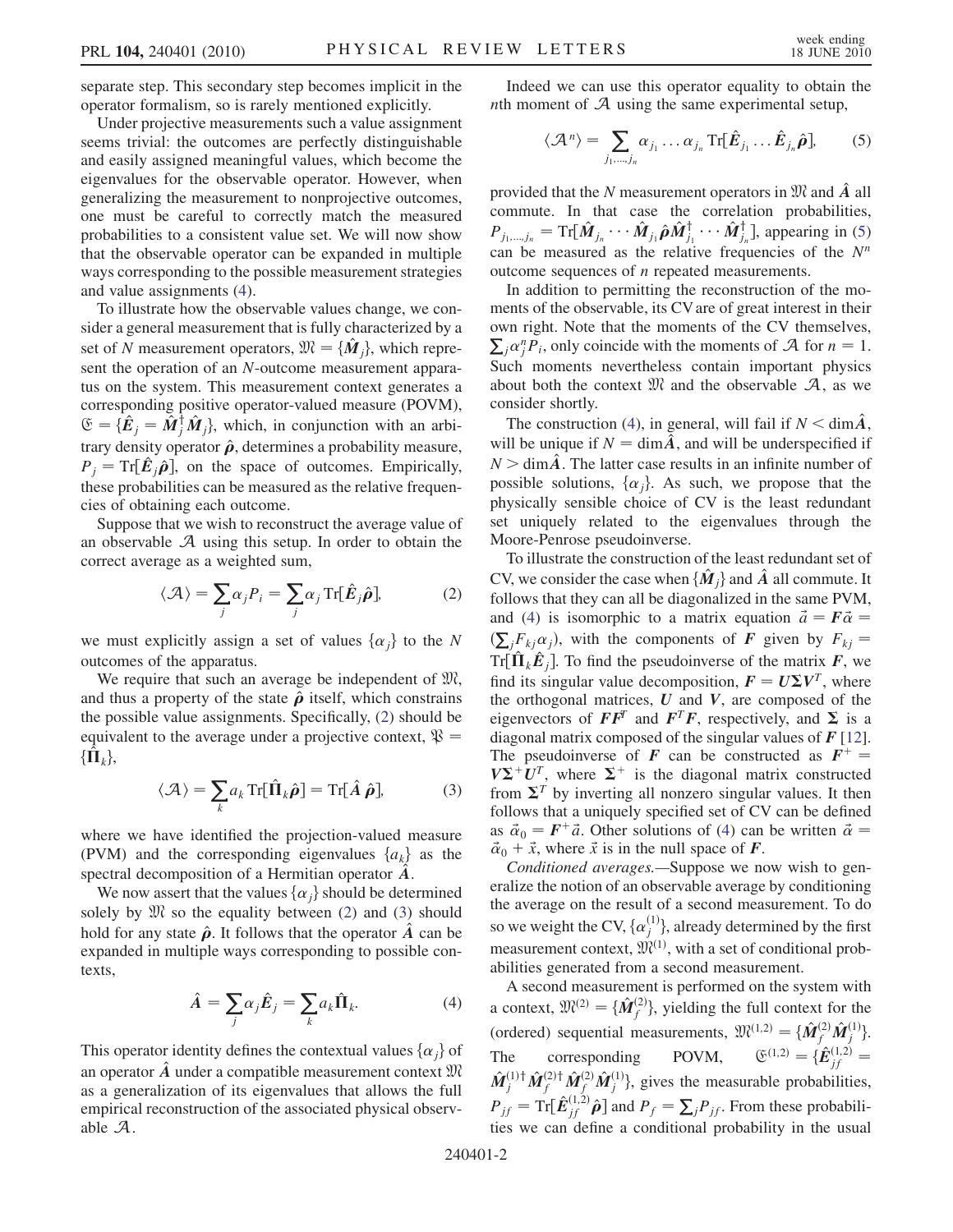separate step. This secondary step becomes implicit in the operator formalism, so is rarely mentioned explicitly.

Under projective measurements such a value assignment seems trivial: the outcomes are perfectly distinguishable and easily assigned meaningful values, which become the eigenvalues for the observable operator. However, when generalizing the measurement to nonprojective outcomes, one must be careful to correctly match the measured probabilities to a consistent value set. We will now show that the observable operator can be expanded in multiple ways corresponding to the possible measurement strategies and value assignments (4).

To illustrate how the observable values change, we consider a general measurement that is fully characterized by a set of $N$ measurement operators, $\mathfrak{M} = \{\hat{\boldsymbol{M}}_j\}$, which represent the operation of an $N$-outcome measurement apparatus on the system. This measurement context generates a corresponding positive operator-valued measure (POVM), $\mathfrak{E} = \{\hat{\boldsymbol{E}}_j = \hat{\boldsymbol{M}}_j^\dagger \hat{\boldsymbol{M}}_j\}$, which, in conjunction with an arbitrary density operator $\hat{\boldsymbol{\rho}}$, determines a probability measure, $P_j = \mathrm{Tr}[\hat{\boldsymbol{E}}_j \hat{\boldsymbol{\rho}}]$, on the space of outcomes. Empirically, these probabilities can be measured as the relative frequencies of obtaining each outcome.

Suppose that we wish to reconstruct the average value of an observable $\mathcal{A}$ using this setup. In order to obtain the correct average as a weighted sum,

$$\langle \mathcal{A} \rangle = \sum_j \alpha_j P_i = \sum_j \alpha_j \, \mathrm{Tr}[\hat{\boldsymbol{E}}_j \hat{\boldsymbol{\rho}}], \tag{2}$$

we must explicitly assign a set of values $\{\alpha_j\}$ to the $N$ outcomes of the apparatus.

We require that such an average be independent of $\mathfrak{M}$, and thus a property of the state $\hat{\boldsymbol{\rho}}$ itself, which constrains the possible value assignments. Specifically, (2) should be equivalent to the average under a projective context, $\mathfrak{P} = \{\hat{\boldsymbol{\Pi}}_k\}$,

$$\langle \mathcal{A} \rangle = \sum_k a_k \, \mathrm{Tr}[\hat{\boldsymbol{\Pi}}_k \hat{\boldsymbol{\rho}}] = \mathrm{Tr}[\hat{\boldsymbol{A}} \, \hat{\boldsymbol{\rho}}], \tag{3}$$

where we have identified the projection-valued measure (PVM) and the corresponding eigenvalues $\{a_k\}$ as the spectral decomposition of a Hermitian operator $\hat{\boldsymbol{A}}$.

We now assert that the values $\{\alpha_j\}$ should be determined solely by $\mathfrak{M}$ so the equality between (2) and (3) should hold for any state $\hat{\boldsymbol{\rho}}$. It follows that the operator $\hat{\boldsymbol{A}}$ can be expanded in multiple ways corresponding to possible contexts,

$$\hat{\boldsymbol{A}} = \sum_j \alpha_j \hat{\boldsymbol{E}}_j = \sum_k a_k \hat{\boldsymbol{\Pi}}_k. \tag{4}$$

This operator identity defines the contextual values $\{\alpha_j\}$ of an operator $\hat{\boldsymbol{A}}$ under a compatible measurement context $\mathfrak{M}$ as a generalization of its eigenvalues that allows the full empirical reconstruction of the associated physical observable $\mathcal{A}$.

Indeed we can use this operator equality to obtain the $n$th moment of $\mathcal{A}$ using the same experimental setup,

$$\langle \mathcal{A}^n \rangle = \sum_{j_1,\ldots,j_n} \alpha_{j_1} \ldots \alpha_{j_n} \, \mathrm{Tr}[\hat{\boldsymbol{E}}_{j_1} \ldots \hat{\boldsymbol{E}}_{j_n} \hat{\boldsymbol{\rho}}], \tag{5}$$

provided that the $N$ measurement operators in $\mathfrak{M}$ and $\hat{\boldsymbol{A}}$ all commute. In that case the correlation probabilities, $P_{j_1,\ldots,j_n} = \mathrm{Tr}[\hat{\boldsymbol{M}}_{j_n} \cdots \hat{\boldsymbol{M}}_{j_1} \hat{\boldsymbol{\rho}} \hat{\boldsymbol{M}}_{j_1}^\dagger \cdots \hat{\boldsymbol{M}}_{j_n}^\dagger]$, appearing in (5) can be measured as the relative frequencies of the $N^n$ outcome sequences of $n$ repeated measurements.

In addition to permitting the reconstruction of the moments of the observable, its CV are of great interest in their own right. Note that the moments of the CV themselves, $\sum_j \alpha_j^n P_i$, only coincide with the moments of $\mathcal{A}$ for $n = 1$. Such moments nevertheless contain important physics about both the context $\mathfrak{M}$ and the observable $\mathcal{A}$, as we consider shortly.

The construction (4), in general, will fail if $N < \dim \hat{\boldsymbol{A}}$, will be unique if $N = \dim \hat{\boldsymbol{A}}$, and will be underspecified if $N > \dim \hat{\boldsymbol{A}}$. The latter case results in an infinite number of possible solutions, $\{\alpha_j\}$. As such, we propose that the physically sensible choice of CV is the least redundant set uniquely related to the eigenvalues through the Moore-Penrose pseudoinverse.

To illustrate the construction of the least redundant set of CV, we consider the case when $\{\hat{\boldsymbol{M}}_j\}$ and $\hat{\boldsymbol{A}}$ all commute. It follows that they can all be diagonalized in the same PVM, and (4) is isomorphic to a matrix equation $\vec{a} = \boldsymbol{F}\vec{\alpha} = (\sum_j F_{kj} \alpha_j)$, with the components of $\boldsymbol{F}$ given by $F_{kj} = \mathrm{Tr}[\hat{\boldsymbol{\Pi}}_k \hat{\boldsymbol{E}}_j]$. To find the pseudoinverse of the matrix $\boldsymbol{F}$, we find its singular value decomposition, $\boldsymbol{F} = \boldsymbol{U} \boldsymbol{\Sigma} \boldsymbol{V}^T$, where the orthogonal matrices, $\boldsymbol{U}$ and $\boldsymbol{V}$, are composed of the eigenvectors of $\boldsymbol{F}\boldsymbol{F}^T$ and $\boldsymbol{F}^T\boldsymbol{F}$, respectively, and $\boldsymbol{\Sigma}$ is a diagonal matrix composed of the singular values of $\boldsymbol{F}$ [12]. The pseudoinverse of $\boldsymbol{F}$ can be constructed as $\boldsymbol{F}^+ = \boldsymbol{V} \boldsymbol{\Sigma}^+ \boldsymbol{U}^T$, where $\boldsymbol{\Sigma}^+$ is the diagonal matrix constructed from $\boldsymbol{\Sigma}^T$ by inverting all nonzero singular values. It then follows that a uniquely specified set of CV can be defined as $\vec{\alpha}_0 = \boldsymbol{F}^+ \vec{a}$. Other solutions of (4) can be written $\vec{\alpha} = \vec{\alpha}_0 + \vec{x}$, where $\vec{x}$ is in the null space of $\boldsymbol{F}$.

*Conditioned averages.*—Suppose we now wish to generalize the notion of an observable average by conditioning the average on the result of a second measurement. To do so we weight the CV, $\{\alpha_j^{(1)}\}$, already determined by the first measurement context, $\mathfrak{M}^{(1)}$, with a set of conditional probabilities generated from a second measurement.

A second measurement is performed on the system with a context, $\mathfrak{M}^{(2)} = \{\hat{\boldsymbol{M}}_f^{(2)}\}$, yielding the full context for the (ordered) sequential measurements, $\mathfrak{M}^{(1,2)} = \{\hat{\boldsymbol{M}}_f^{(2)} \hat{\boldsymbol{M}}_j^{(1)}\}$. The corresponding POVM, $\mathfrak{E}^{(1,2)} = \{\hat{\boldsymbol{E}}_{jf}^{(1,2)} = \hat{\boldsymbol{M}}_j^{(1)\dagger} \hat{\boldsymbol{M}}_f^{(2)\dagger} \hat{\boldsymbol{M}}_f^{(2)} \hat{\boldsymbol{M}}_j^{(1)}\}$, gives the measurable probabilities, $P_{jf} = \mathrm{Tr}[\hat{\boldsymbol{E}}_{jf}^{(1,2)} \hat{\boldsymbol{\rho}}]$ and $P_f = \sum_j P_{jf}$. From these probabilities we can define a conditional probability in the usual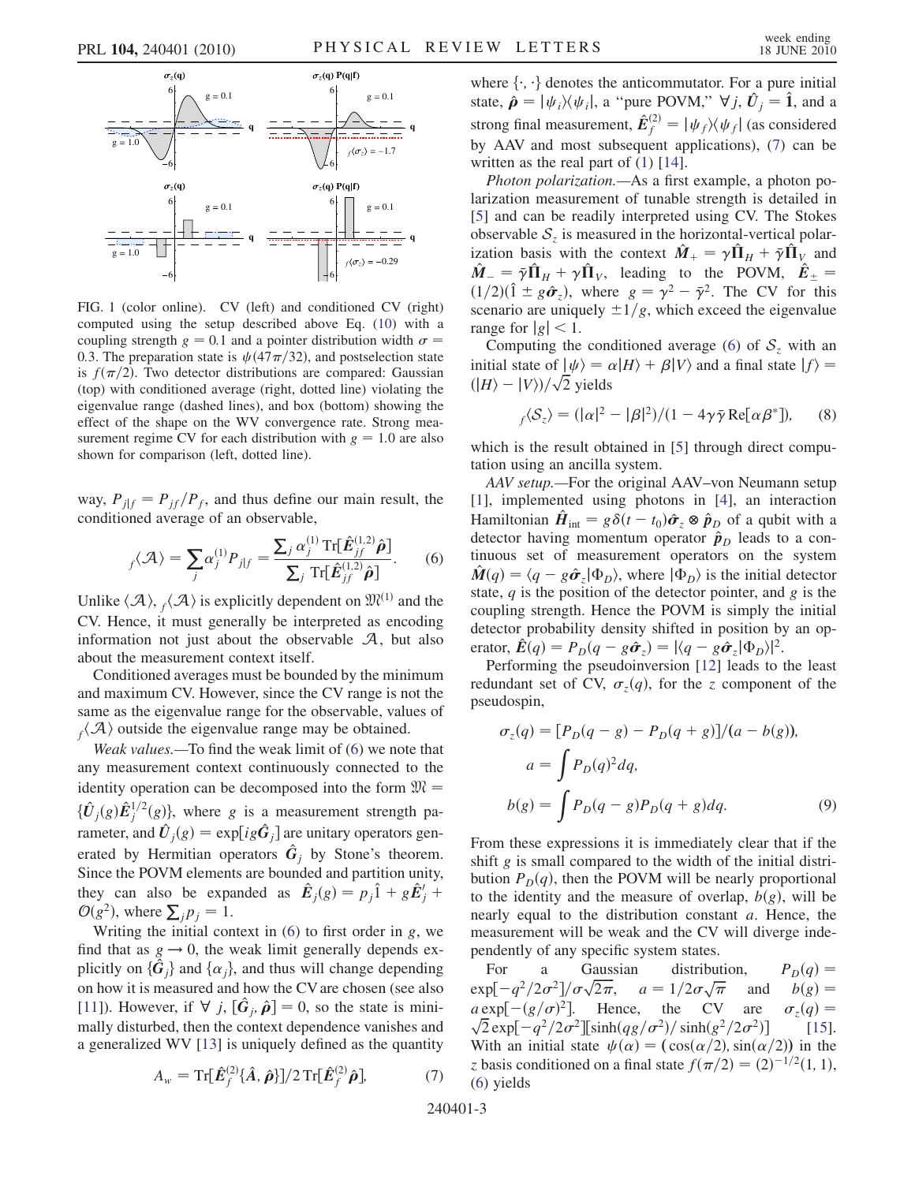FIG. 1 (color online). CV (left) and conditioned CV (right) computed using the setup described above Eq. (10) with a coupling strength $g = 0.1$ and a pointer distribution width $\sigma = 0.3$. The preparation state is $\psi(47\pi/32)$, and postselection state is $f(\pi/2)$. Two detector distributions are compared: Gaussian (top) with conditioned average (right, dotted line) violating the eigenvalue range (dashed lines), and box (bottom) showing the effect of the shape on the WV convergence rate. Strong measurement regime CV for each distribution with $g = 1.0$ are also shown for comparison (left, dotted line).

way, $P_{j|f} = P_{jf}/P_f$, and thus define our main result, the conditioned average of an observable,

$$ {}_f\langle \mathcal{A} \rangle = \sum_j \alpha_j^{(1)} P_{j|f} = \frac{\sum_j \alpha_j^{(1)} \mathrm{Tr}[\hat{\boldsymbol{E}}_{jf}^{(1,2)} \hat{\boldsymbol{\rho}}]}{\sum_j \mathrm{Tr}[\hat{\boldsymbol{E}}_{jf}^{(1,2)} \hat{\boldsymbol{\rho}}]}. \tag{6} $$

Unlike $\langle \mathcal{A} \rangle$, ${}_f\langle \mathcal{A} \rangle$ is explicitly dependent on $\mathfrak{M}^{(1)}$ and the CV. Hence, it must generally be interpreted as encoding information not just about the observable $\mathcal{A}$, but also about the measurement context itself.

Conditioned averages must be bounded by the minimum and maximum CV. However, since the CV range is not the same as the eigenvalue range for the observable, values of ${}_f\langle \mathcal{A} \rangle$ outside the eigenvalue range may be obtained.

*Weak values.*—To find the weak limit of (6) we note that any measurement context continuously connected to the identity operation can be decomposed into the form $\mathfrak{M} = \{\hat{\boldsymbol{U}}_j(g)\hat{\boldsymbol{E}}_j^{1/2}(g)\}$, where $g$ is a measurement strength parameter, and $\hat{\boldsymbol{U}}_j(g) = \exp[ig\hat{\boldsymbol{G}}_j]$ are unitary operators generated by Hermitian operators $\hat{\boldsymbol{G}}_j$ by Stone's theorem. Since the POVM elements are bounded and partition unity, they can also be expanded as $\hat{\boldsymbol{E}}_j(g) = p_j \hat{1} + g\hat{\boldsymbol{E}}_j' + \mathcal{O}(g^2)$, where $\sum_j p_j = 1$.

Writing the initial context in (6) to first order in $g$, we find that as $g \to 0$, the weak limit generally depends explicitly on $\{\hat{\boldsymbol{G}}_j\}$ and $\{\alpha_j\}$, and thus will change depending on how it is measured and how the CV are chosen (see also [11]). However, if $\forall\ j$, $[\hat{\boldsymbol{G}}_j, \hat{\boldsymbol{\rho}}] = 0$, so the state is minimally disturbed, then the context dependence vanishes and a generalized WV [13] is uniquely defined as the quantity

$$ A_w = \mathrm{Tr}[\hat{\boldsymbol{E}}_f^{(2)}\{\hat{\boldsymbol{A}}, \hat{\boldsymbol{\rho}}\}]/2\,\mathrm{Tr}[\hat{\boldsymbol{E}}_f^{(2)}\hat{\boldsymbol{\rho}}], \tag{7} $$

where $\{\cdot,\cdot\}$ denotes the anticommutator. For a pure initial state, $\hat{\boldsymbol{\rho}} = |\psi_i\rangle\langle\psi_i|$, a "pure POVM," $\forall\ j$, $\hat{\boldsymbol{U}}_j = \hat{\boldsymbol{1}}$, and a strong final measurement, $\hat{\boldsymbol{E}}_f^{(2)} = |\psi_f\rangle\langle\psi_f|$ (as considered by AAV and most subsequent applications), (7) can be written as the real part of (1) [14].

*Photon polarization.*—As a first example, a photon polarization measurement of tunable strength is detailed in [5] and can be readily interpreted using CV. The Stokes observable $\mathcal{S}_z$ is measured in the horizontal-vertical polarization basis with the context $\hat{\boldsymbol{M}}_+ = \gamma\hat{\boldsymbol{\Pi}}_H + \bar{\gamma}\hat{\boldsymbol{\Pi}}_V$ and $\hat{\boldsymbol{M}}_- = \bar{\gamma}\hat{\boldsymbol{\Pi}}_H + \gamma\hat{\boldsymbol{\Pi}}_V$, leading to the POVM, $\hat{\boldsymbol{E}}_\pm = (1/2)(\hat{1} \pm g\hat{\boldsymbol{\sigma}}_z)$, where $g = \gamma^2 - \bar{\gamma}^2$. The CV for this scenario are uniquely $\pm 1/g$, which exceed the eigenvalue range for $|g| < 1$.

Computing the conditioned average (6) of $\mathcal{S}_z$ with an initial state of $|\psi\rangle = \alpha|H\rangle + \beta|V\rangle$ and a final state $|f\rangle = (|H\rangle - |V\rangle)/\sqrt{2}$ yields

$$ {}_f\langle \mathcal{S}_z \rangle = (|\alpha|^2 - |\beta|^2)/(1 - 4\gamma\bar{\gamma}\,\mathrm{Re}[\alpha\beta^*]), \tag{8} $$

which is the result obtained in [5] through direct computation using an ancilla system.

*AAV setup.*—For the original AAV–von Neumann setup [1], implemented using photons in [4], an interaction Hamiltonian $\hat{\boldsymbol{H}}_{\mathrm{int}} = g\delta(t - t_0)\hat{\boldsymbol{\sigma}}_z \otimes \hat{\boldsymbol{p}}_D$ of a qubit with a detector having momentum operator $\hat{\boldsymbol{p}}_D$ leads to a continuous set of measurement operators on the system $\hat{\boldsymbol{M}}(q) = \langle q - g\hat{\boldsymbol{\sigma}}_z|\Phi_D\rangle$, where $|\Phi_D\rangle$ is the initial detector state, $q$ is the position of the detector pointer, and $g$ is the coupling strength. Hence the POVM is simply the initial detector probability density shifted in position by an operator, $\hat{\boldsymbol{E}}(q) = P_D(q - g\hat{\boldsymbol{\sigma}}_z) = |\langle q - g\hat{\boldsymbol{\sigma}}_z|\Phi_D\rangle|^2$.

Performing the pseudoinversion [12] leads to the least redundant set of CV, $\sigma_z(q)$, for the $z$ component of the pseudospin,

$$ \begin{aligned} \sigma_z(q) &= [P_D(q - g) - P_D(q + g)]/(a - b(g)), \\ a &= \int P_D(q)^2 dq, \\ b(g) &= \int P_D(q - g)P_D(q + g)dq. \end{aligned} \tag{9} $$

From these expressions it is immediately clear that if the shift $g$ is small compared to the width of the initial distribution $P_D(q)$, then the POVM will be nearly proportional to the identity and the measure of overlap, $b(g)$, will be nearly equal to the distribution constant $a$. Hence, the measurement will be weak and the CV will diverge independently of any specific system states.

For a Gaussian distribution, $P_D(q) = \exp[-q^2/2\sigma^2]/\sigma\sqrt{2\pi}$, $a = 1/2\sigma\sqrt{\pi}$ and $b(g) = a\exp[-(g/\sigma)^2]$. Hence, the CV are $\sigma_z(q) = \sqrt{2}\exp[-q^2/2\sigma^2][\sinh(qg/\sigma^2)/\sinh(g^2/2\sigma^2)]$ [15]. With an initial state $\psi(\alpha) = (\cos(\alpha/2), \sin(\alpha/2))$ in the $z$ basis conditioned on a final state $f(\pi/2) = (2)^{-1/2}(1, 1)$, (6) yields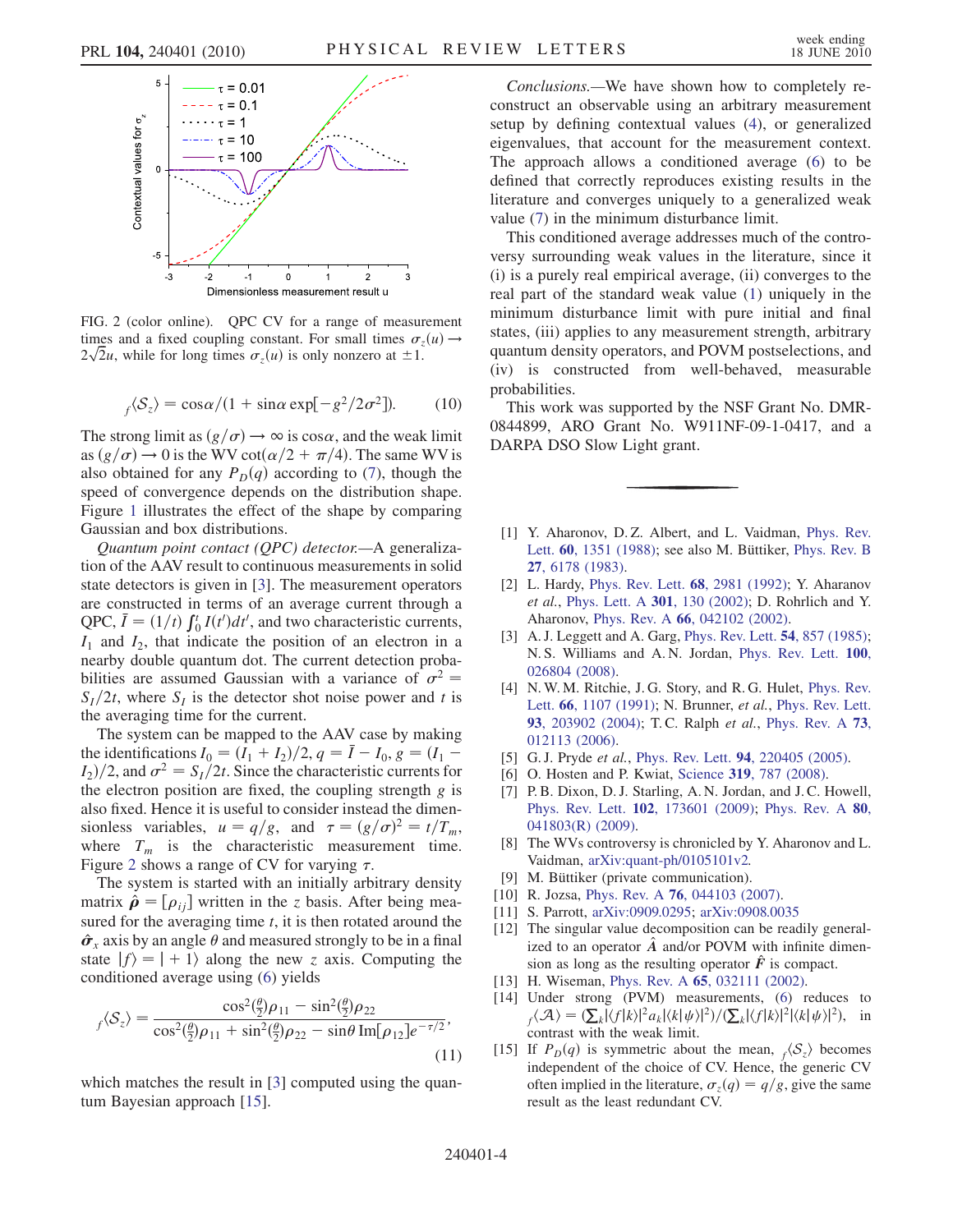5
0
-5
-3 -2 -1 0 1 2 3

τ = 0.01
τ = 0.1
τ = 1
τ = 10
τ = 100

Contextual values for $\sigma_z$

Dimensionless measurement result u

FIG. 2 (color online). QPC CV for a range of measurement times and a fixed coupling constant. For small times $\sigma_z(u) \to 2\sqrt{2}u$, while for long times $\sigma_z(u)$ is only nonzero at $\pm 1$.

$$ {}_f\langle \mathcal{S}_z \rangle = \cos\alpha/(1 + \sin\alpha \exp[-g^2/2\sigma^2]). \tag{10} $$

The strong limit as $(g/\sigma) \to \infty$ is $\cos\alpha$, and the weak limit as $(g/\sigma) \to 0$ is the WV $\cot(\alpha/2 + \pi/4)$. The same WV is also obtained for any $P_D(q)$ according to (7), though the speed of convergence depends on the distribution shape. Figure 1 illustrates the effect of the shape by comparing Gaussian and box distributions.

*Quantum point contact (QPC) detector.*—A generalization of the AAV result to continuous measurements in solid state detectors is given in [3]. The measurement operators are constructed in terms of an average current through a QPC, $\bar{I} = (1/t)\int_0^t I(t')dt'$, and two characteristic currents, $I_1$ and $I_2$, that indicate the position of an electron in a nearby double quantum dot. The current detection probabilities are assumed Gaussian with a variance of $\sigma^2 = S_I/2t$, where $S_I$ is the detector shot noise power and $t$ is the averaging time for the current.

The system can be mapped to the AAV case by making the identifications $I_0 = (I_1 + I_2)/2$, $q = \bar{I} - I_0$, $g = (I_1 - I_2)/2$, and $\sigma^2 = S_I/2t$. Since the characteristic currents for the electron position are fixed, the coupling strength $g$ is also fixed. Hence it is useful to consider instead the dimensionless variables, $u = q/g$, and $\tau = (g/\sigma)^2 = t/T_m$, where $T_m$ is the characteristic measurement time. Figure 2 shows a range of CV for varying $\tau$.

The system is started with an initially arbitrary density matrix $\hat{\boldsymbol{\rho}} = [\rho_{ij}]$ written in the $z$ basis. After being measured for the averaging time $t$, it is then rotated around the $\hat{\boldsymbol{\sigma}}_x$ axis by an angle $\theta$ and measured strongly to be in a final state $|f\rangle = |+1\rangle$ along the new $z$ axis. Computing the conditioned average using (6) yields

$$ {}_f\langle \mathcal{S}_z \rangle = \frac{\cos^2(\frac{\theta}{2})\rho_{11} - \sin^2(\frac{\theta}{2})\rho_{22}}{\cos^2(\frac{\theta}{2})\rho_{11} + \sin^2(\frac{\theta}{2})\rho_{22} - \sin\theta\,\mathrm{Im}[\rho_{12}]e^{-\tau/2}}, \tag{11} $$

which matches the result in [3] computed using the quantum Bayesian approach [15].

*Conclusions.*—We have shown how to completely reconstruct an observable using an arbitrary measurement setup by defining contextual values (4), or generalized eigenvalues, that account for the measurement context. The approach allows a conditioned average (6) to be defined that correctly reproduces existing results in the literature and converges uniquely to a generalized weak value (7) in the minimum disturbance limit.

This conditioned average addresses much of the controversy surrounding weak values in the literature, since it (i) is a purely real empirical average, (ii) converges to the real part of the standard weak value (1) uniquely in the minimum disturbance limit with pure initial and final states, (iii) applies to any measurement strength, arbitrary quantum density operators, and POVM postselections, and (iv) is constructed from well-behaved, measurable probabilities.

This work was supported by the NSF Grant No. DMR-0844899, ARO Grant No. W911NF-09-1-0417, and a DARPA DSO Slow Light grant.

---

[1] Y. Aharonov, D. Z. Albert, and L. Vaidman, Phys. Rev. Lett. **60**, 1351 (1988); see also M. Büttiker, Phys. Rev. B **27**, 6178 (1983).

[2] L. Hardy, Phys. Rev. Lett. **68**, 2981 (1992); Y. Aharanov *et al.*, Phys. Lett. A **301**, 130 (2002); D. Rohrlich and Y. Aharonov, Phys. Rev. A **66**, 042102 (2002).

[3] A. J. Leggett and A. Garg, Phys. Rev. Lett. **54**, 857 (1985); N. S. Williams and A. N. Jordan, Phys. Rev. Lett. **100**, 026804 (2008).

[4] N. W. M. Ritchie, J. G. Story, and R. G. Hulet, Phys. Rev. Lett. **66**, 1107 (1991); N. Brunner, *et al.*, Phys. Rev. Lett. **93**, 203902 (2004); T. C. Ralph *et al.*, Phys. Rev. A **73**, 012113 (2006).

[5] G. J. Pryde *et al.*, Phys. Rev. Lett. **94**, 220405 (2005).

[6] O. Hosten and P. Kwiat, Science **319**, 787 (2008).

[7] P. B. Dixon, D. J. Starling, A. N. Jordan, and J. C. Howell, Phys. Rev. Lett. **102**, 173601 (2009); Phys. Rev. A **80**, 041803(R) (2009).

[8] The WVs controversy is chronicled by Y. Aharonov and L. Vaidman, arXiv:quant-ph/0105101v2.

[9] M. Büttiker (private communication).

[10] R. Jozsa, Phys. Rev. A **76**, 044103 (2007).

[11] S. Parrott, arXiv:0909.0295; arXiv:0908.0035

[12] The singular value decomposition can be readily generalized to an operator $\hat{A}$ and/or POVM with infinite dimension as long as the resulting operator $\hat{F}$ is compact.

[13] H. Wiseman, Phys. Rev. A **65**, 032111 (2002).

[14] Under strong (PVM) measurements, (6) reduces to ${}_f\langle \mathcal{A} \rangle = (\sum_k |\langle f|k\rangle|^2 a_k |\langle k|\psi\rangle|^2)/(\sum_k |\langle f|k\rangle|^2 |\langle k|\psi\rangle|^2)$, in contrast with the weak limit.

[15] If $P_D(q)$ is symmetric about the mean, ${}_f\langle \mathcal{S}_z \rangle$ becomes independent of the choice of CV. Hence, the generic CV often implied in the literature, $\sigma_z(q) = q/g$, give the same result as the least redundant CV.